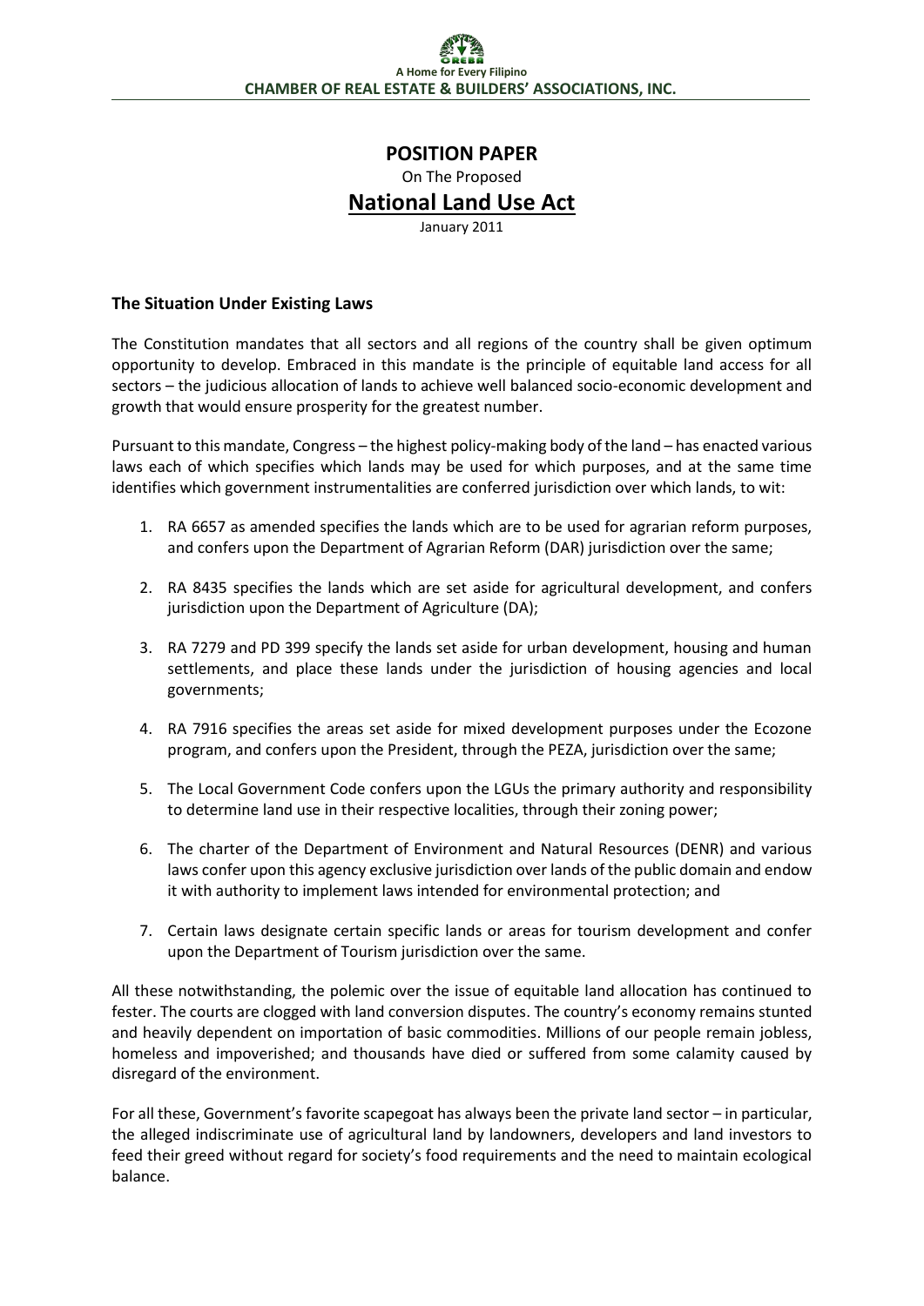A Home for Every Filipino

**CHAMBER OF REAL ESTATE & BUILDERS' ASSOCIATIONS, INC.**

# POSITION PAPER

On The Proposed

## National Land Use Act

January 2011

### The Situation Under Existing Laws

The Constitution mandates that all sectors and all regions of the country shall be given optimum opportunity to develop. Embraced in this mandate is the principle of equitable land access for all sectors – the judicious allocation of lands to achieve well balanced socio-economic development and growth that would ensure prosperity for the greatest number.

Pursuant to this mandate, Congress – the highest policy-making body of the land – has enacted various laws each of which specifies which lands may be used for which purposes, and at the same time identifies which government instrumentalities are conferred jurisdiction over which lands, to wit:

1. RA 6657 as amended specifies the lands which are to be used for agrarian reform purposes, and confers upon the Department of Agrarian Reform (DAR) jurisdiction over the same;
2. RA 8435 specifies the lands which are set aside for agricultural development, and confers jurisdiction upon the Department of Agriculture (DA);
3. RA 7279 and PD 399 specify the lands set aside for urban development, housing and human settlements, and place these lands under the jurisdiction of housing agencies and local governments;
4. RA 7916 specifies the areas set aside for mixed development purposes under the Ecozone program, and confers upon the President, through the PEZA, jurisdiction over the same;
5. The Local Government Code confers upon the LGUs the primary authority and responsibility to determine land use in their respective localities, through their zoning power;
6. The charter of the Department of Environment and Natural Resources (DENR) and various laws confer upon this agency exclusive jurisdiction over lands of the public domain and endow it with authority to implement laws intended for environmental protection; and
7. Certain laws designate certain specific lands or areas for tourism development and confer upon the Department of Tourism jurisdiction over the same.

All these notwithstanding, the polemic over the issue of equitable land allocation has continued to fester. The courts are clogged with land conversion disputes. The country's economy remains stunted and heavily dependent on importation of basic commodities. Millions of our people remain jobless, homeless and impoverished; and thousands have died or suffered from some calamity caused by disregard of the environment.

For all these, Government's favorite scapegoat has always been the private land sector – in particular, the alleged indiscriminate use of agricultural land by landowners, developers and land investors to feed their greed without regard for society's food requirements and the need to maintain ecological balance.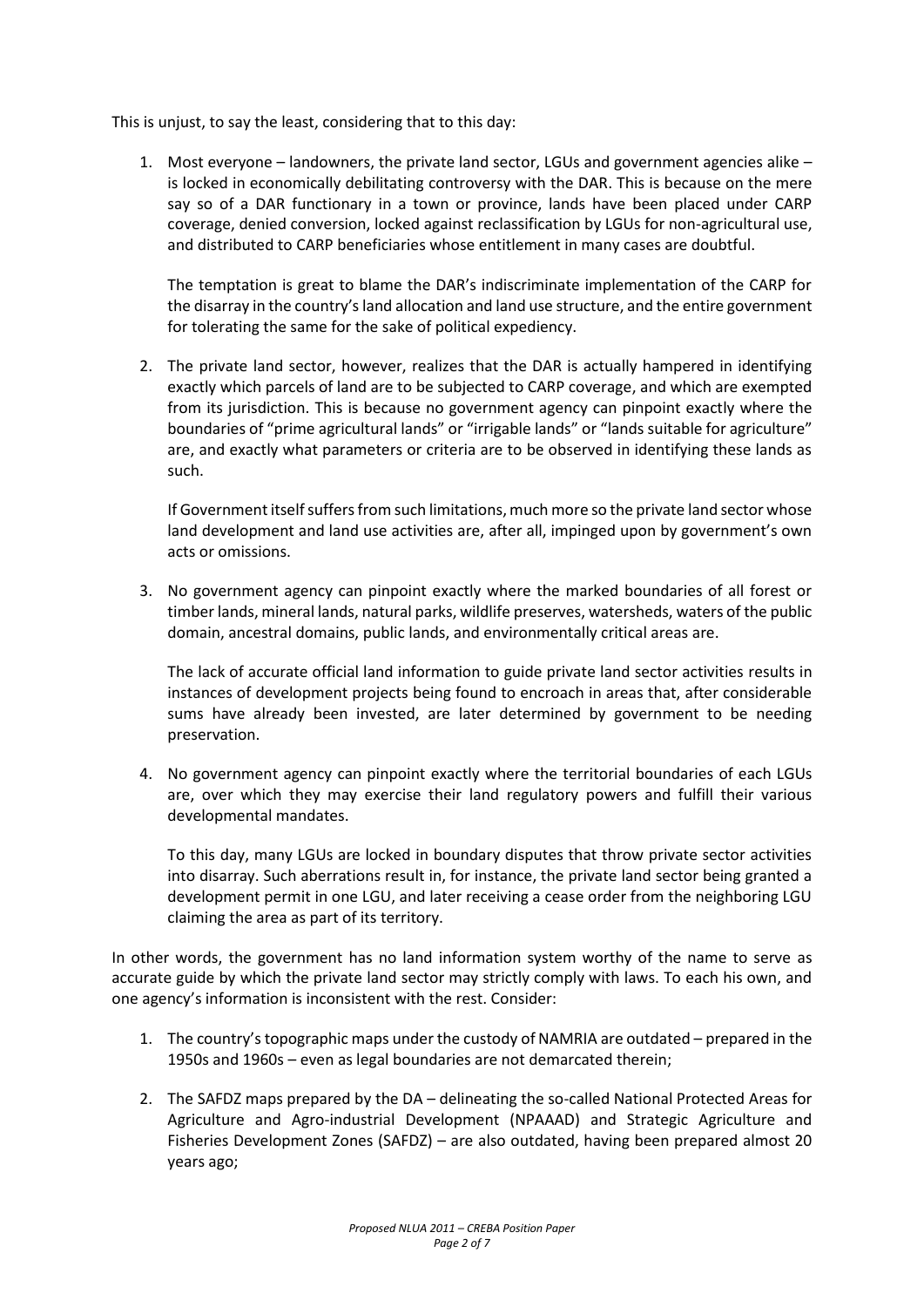This is unjust, to say the least, considering that to this day:

1. Most everyone – landowners, the private land sector, LGUs and government agencies alike – is locked in economically debilitating controversy with the DAR. This is because on the mere say so of a DAR functionary in a town or province, lands have been placed under CARP coverage, denied conversion, locked against reclassification by LGUs for non-agricultural use, and distributed to CARP beneficiaries whose entitlement in many cases are doubtful.

   The temptation is great to blame the DAR's indiscriminate implementation of the CARP for the disarray in the country's land allocation and land use structure, and the entire government for tolerating the same for the sake of political expediency.

2. The private land sector, however, realizes that the DAR is actually hampered in identifying exactly which parcels of land are to be subjected to CARP coverage, and which are exempted from its jurisdiction. This is because no government agency can pinpoint exactly where the boundaries of "prime agricultural lands" or "irrigable lands" or "lands suitable for agriculture" are, and exactly what parameters or criteria are to be observed in identifying these lands as such.

   If Government itself suffers from such limitations, much more so the private land sector whose land development and land use activities are, after all, impinged upon by government's own acts or omissions.

3. No government agency can pinpoint exactly where the marked boundaries of all forest or timber lands, mineral lands, natural parks, wildlife preserves, watersheds, waters of the public domain, ancestral domains, public lands, and environmentally critical areas are.

   The lack of accurate official land information to guide private land sector activities results in instances of development projects being found to encroach in areas that, after considerable sums have already been invested, are later determined by government to be needing preservation.

4. No government agency can pinpoint exactly where the territorial boundaries of each LGUs are, over which they may exercise their land regulatory powers and fulfill their various developmental mandates.

   To this day, many LGUs are locked in boundary disputes that throw private sector activities into disarray. Such aberrations result in, for instance, the private land sector being granted a development permit in one LGU, and later receiving a cease order from the neighboring LGU claiming the area as part of its territory.

In other words, the government has no land information system worthy of the name to serve as accurate guide by which the private land sector may strictly comply with laws. To each his own, and one agency's information is inconsistent with the rest. Consider:

1. The country's topographic maps under the custody of NAMRIA are outdated – prepared in the 1950s and 1960s – even as legal boundaries are not demarcated therein;

2. The SAFDZ maps prepared by the DA – delineating the so-called National Protected Areas for Agriculture and Agro-industrial Development (NPAAAD) and Strategic Agriculture and Fisheries Development Zones (SAFDZ) – are also outdated, having been prepared almost 20 years ago;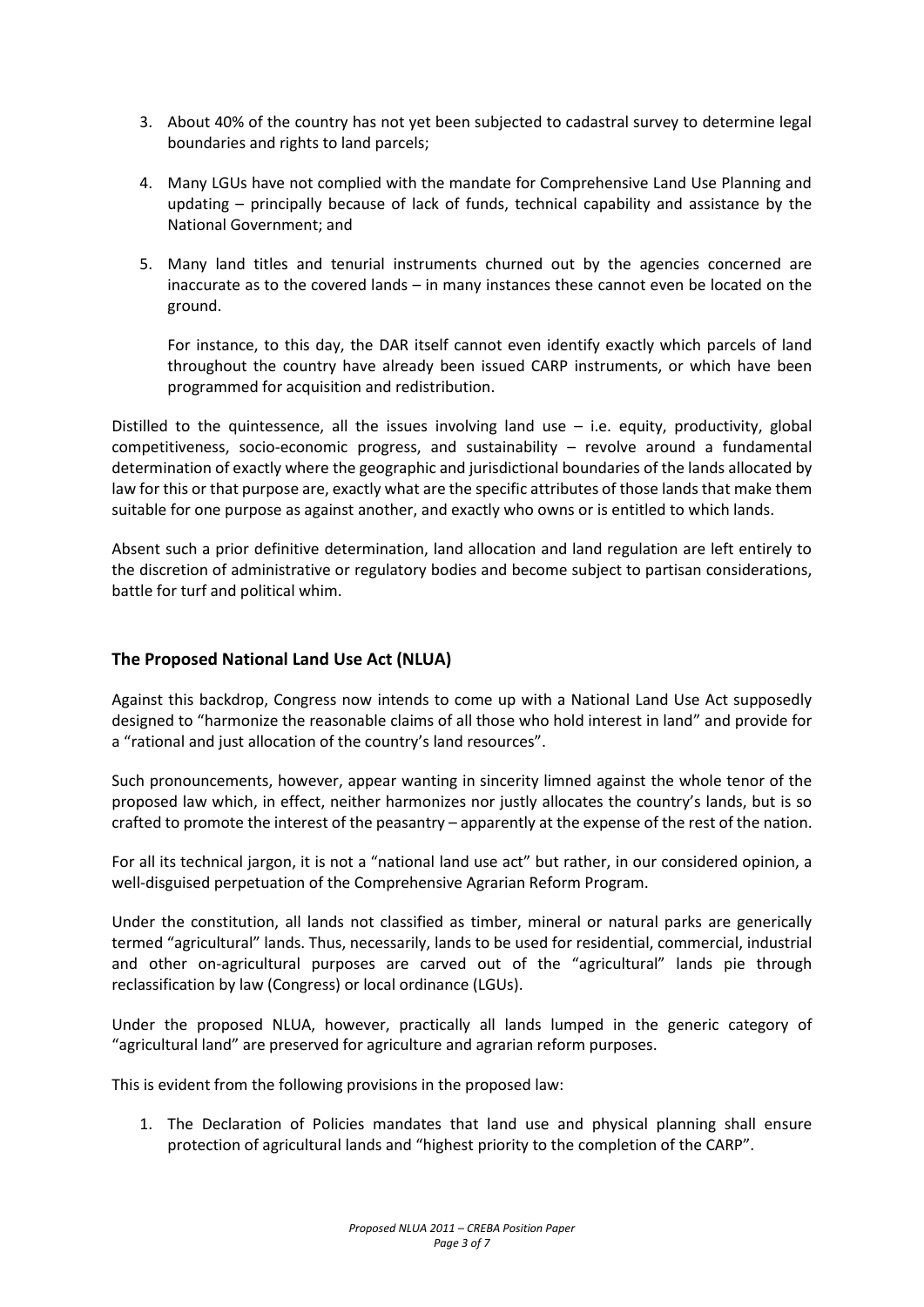3. About 40% of the country has not yet been subjected to cadastral survey to determine legal boundaries and rights to land parcels;

4. Many LGUs have not complied with the mandate for Comprehensive Land Use Planning and updating – principally because of lack of funds, technical capability and assistance by the National Government; and

5. Many land titles and tenurial instruments churned out by the agencies concerned are inaccurate as to the covered lands – in many instances these cannot even be located on the ground.

   For instance, to this day, the DAR itself cannot even identify exactly which parcels of land throughout the country have already been issued CARP instruments, or which have been programmed for acquisition and redistribution.

Distilled to the quintessence, all the issues involving land use – i.e. equity, productivity, global competitiveness, socio-economic progress, and sustainability – revolve around a fundamental determination of exactly where the geographic and jurisdictional boundaries of the lands allocated by law for this or that purpose are, exactly what are the specific attributes of those lands that make them suitable for one purpose as against another, and exactly who owns or is entitled to which lands.

Absent such a prior definitive determination, land allocation and land regulation are left entirely to the discretion of administrative or regulatory bodies and become subject to partisan considerations, battle for turf and political whim.

## The Proposed National Land Use Act (NLUA)

Against this backdrop, Congress now intends to come up with a National Land Use Act supposedly designed to "harmonize the reasonable claims of all those who hold interest in land" and provide for a "rational and just allocation of the country's land resources".

Such pronouncements, however, appear wanting in sincerity limned against the whole tenor of the proposed law which, in effect, neither harmonizes nor justly allocates the country's lands, but is so crafted to promote the interest of the peasantry – apparently at the expense of the rest of the nation.

For all its technical jargon, it is not a "national land use act" but rather, in our considered opinion, a well-disguised perpetuation of the Comprehensive Agrarian Reform Program.

Under the constitution, all lands not classified as timber, mineral or natural parks are generically termed "agricultural" lands. Thus, necessarily, lands to be used for residential, commercial, industrial and other on-agricultural purposes are carved out of the "agricultural" lands pie through reclassification by law (Congress) or local ordinance (LGUs).

Under the proposed NLUA, however, practically all lands lumped in the generic category of "agricultural land" are preserved for agriculture and agrarian reform purposes.

This is evident from the following provisions in the proposed law:

1. The Declaration of Policies mandates that land use and physical planning shall ensure protection of agricultural lands and "highest priority to the completion of the CARP".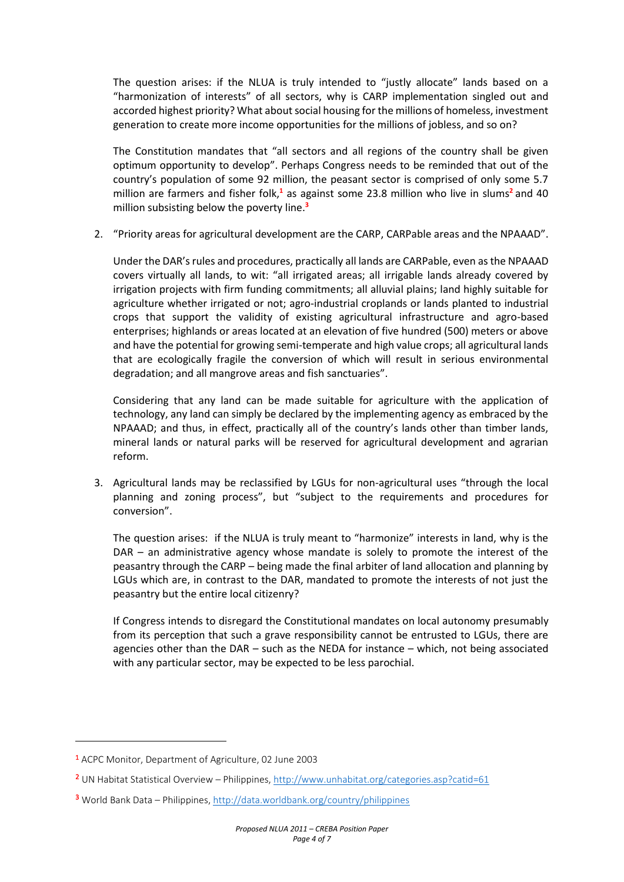The question arises: if the NLUA is truly intended to "justly allocate" lands based on a "harmonization of interests" of all sectors, why is CARP implementation singled out and accorded highest priority? What about social housing for the millions of homeless, investment generation to create more income opportunities for the millions of jobless, and so on?

The Constitution mandates that "all sectors and all regions of the country shall be given optimum opportunity to develop". Perhaps Congress needs to be reminded that out of the country's population of some 92 million, the peasant sector is comprised of only some 5.7 million are farmers and fisher folk,[1] as against some 23.8 million who live in slums[2] and 40 million subsisting below the poverty line.[3]

2. "Priority areas for agricultural development are the CARP, CARPable areas and the NPAAAD".

   Under the DAR's rules and procedures, practically all lands are CARPable, even as the NPAAAD covers virtually all lands, to wit: "all irrigated areas; all irrigable lands already covered by irrigation projects with firm funding commitments; all alluvial plains; land highly suitable for agriculture whether irrigated or not; agro-industrial croplands or lands planted to industrial crops that support the validity of existing agricultural infrastructure and agro-based enterprises; highlands or areas located at an elevation of five hundred (500) meters or above and have the potential for growing semi-temperate and high value crops; all agricultural lands that are ecologically fragile the conversion of which will result in serious environmental degradation; and all mangrove areas and fish sanctuaries".

   Considering that any land can be made suitable for agriculture with the application of technology, any land can simply be declared by the implementing agency as embraced by the NPAAAD; and thus, in effect, practically all of the country's lands other than timber lands, mineral lands or natural parks will be reserved for agricultural development and agrarian reform.

3. Agricultural lands may be reclassified by LGUs for non-agricultural uses "through the local planning and zoning process", but "subject to the requirements and procedures for conversion".

   The question arises: if the NLUA is truly meant to "harmonize" interests in land, why is the DAR – an administrative agency whose mandate is solely to promote the interest of the peasantry through the CARP – being made the final arbiter of land allocation and planning by LGUs which are, in contrast to the DAR, mandated to promote the interests of not just the peasantry but the entire local citizenry?

   If Congress intends to disregard the Constitutional mandates on local autonomy presumably from its perception that such a grave responsibility cannot be entrusted to LGUs, there are agencies other than the DAR – such as the NEDA for instance – which, not being associated with any particular sector, may be expected to be less parochial.

---

[1] ACPC Monitor, Department of Agriculture, 02 June 2003

[2] UN Habitat Statistical Overview – Philippines, http://www.unhabitat.org/categories.asp?catid=61

[3] World Bank Data – Philippines, http://data.worldbank.org/country/philippines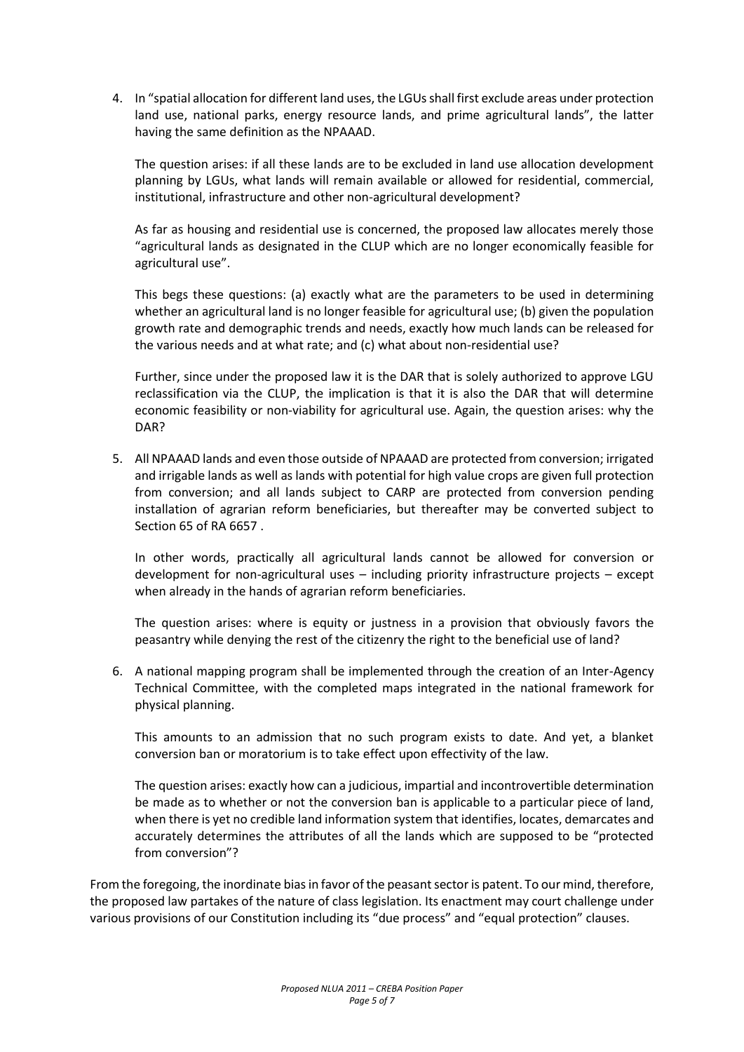4. In "spatial allocation for different land uses, the LGUs shall first exclude areas under protection land use, national parks, energy resource lands, and prime agricultural lands", the latter having the same definition as the NPAAAD.

   The question arises: if all these lands are to be excluded in land use allocation development planning by LGUs, what lands will remain available or allowed for residential, commercial, institutional, infrastructure and other non-agricultural development?

   As far as housing and residential use is concerned, the proposed law allocates merely those "agricultural lands as designated in the CLUP which are no longer economically feasible for agricultural use".

   This begs these questions: (a) exactly what are the parameters to be used in determining whether an agricultural land is no longer feasible for agricultural use; (b) given the population growth rate and demographic trends and needs, exactly how much lands can be released for the various needs and at what rate; and (c) what about non-residential use?

   Further, since under the proposed law it is the DAR that is solely authorized to approve LGU reclassification via the CLUP, the implication is that it is also the DAR that will determine economic feasibility or non-viability for agricultural use. Again, the question arises: why the DAR?

5. All NPAAAD lands and even those outside of NPAAAD are protected from conversion; irrigated and irrigable lands as well as lands with potential for high value crops are given full protection from conversion; and all lands subject to CARP are protected from conversion pending installation of agrarian reform beneficiaries, but thereafter may be converted subject to Section 65 of RA 6657 .

   In other words, practically all agricultural lands cannot be allowed for conversion or development for non-agricultural uses – including priority infrastructure projects – except when already in the hands of agrarian reform beneficiaries.

   The question arises: where is equity or justness in a provision that obviously favors the peasantry while denying the rest of the citizenry the right to the beneficial use of land?

6. A national mapping program shall be implemented through the creation of an Inter-Agency Technical Committee, with the completed maps integrated in the national framework for physical planning.

   This amounts to an admission that no such program exists to date. And yet, a blanket conversion ban or moratorium is to take effect upon effectivity of the law.

   The question arises: exactly how can a judicious, impartial and incontrovertible determination be made as to whether or not the conversion ban is applicable to a particular piece of land, when there is yet no credible land information system that identifies, locates, demarcates and accurately determines the attributes of all the lands which are supposed to be "protected from conversion"?

From the foregoing, the inordinate bias in favor of the peasant sector is patent. To our mind, therefore, the proposed law partakes of the nature of class legislation. Its enactment may court challenge under various provisions of our Constitution including its "due process" and "equal protection" clauses.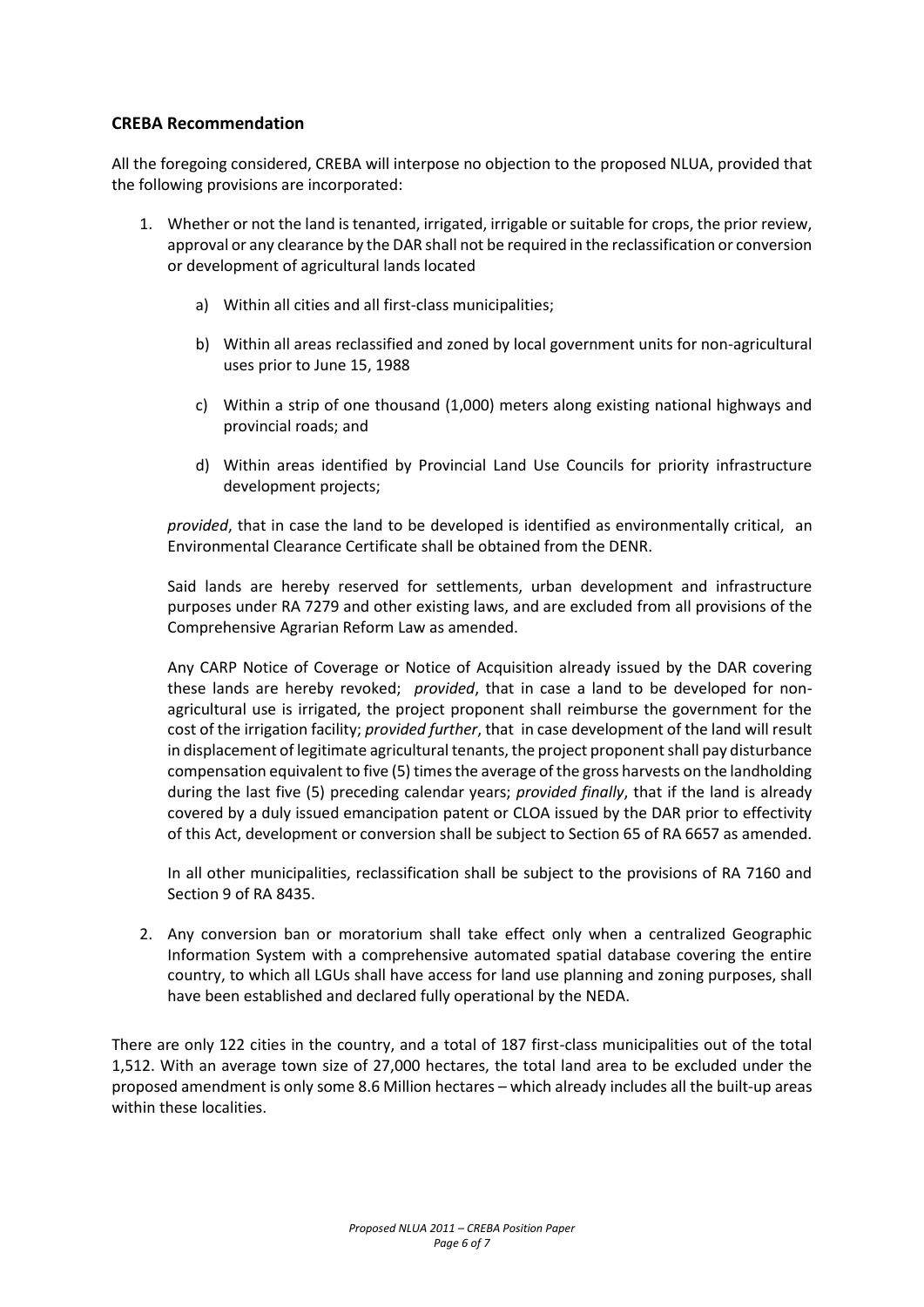## CREBA Recommendation

All the foregoing considered, CREBA will interpose no objection to the proposed NLUA, provided that the following provisions are incorporated:

1. Whether or not the land is tenanted, irrigated, irrigable or suitable for crops, the prior review, approval or any clearance by the DAR shall not be required in the reclassification or conversion or development of agricultural lands located

    a) Within all cities and all first-class municipalities;

    b) Within all areas reclassified and zoned by local government units for non-agricultural uses prior to June 15, 1988

    c) Within a strip of one thousand (1,000) meters along existing national highways and provincial roads; and

    d) Within areas identified by Provincial Land Use Councils for priority infrastructure development projects;

    *provided*, that in case the land to be developed is identified as environmentally critical, an Environmental Clearance Certificate shall be obtained from the DENR.

    Said lands are hereby reserved for settlements, urban development and infrastructure purposes under RA 7279 and other existing laws, and are excluded from all provisions of the Comprehensive Agrarian Reform Law as amended.

    Any CARP Notice of Coverage or Notice of Acquisition already issued by the DAR covering these lands are hereby revoked; *provided*, that in case a land to be developed for non-agricultural use is irrigated, the project proponent shall reimburse the government for the cost of the irrigation facility; *provided further*, that in case development of the land will result in displacement of legitimate agricultural tenants, the project proponent shall pay disturbance compensation equivalent to five (5) times the average of the gross harvests on the landholding during the last five (5) preceding calendar years; *provided finally*, that if the land is already covered by a duly issued emancipation patent or CLOA issued by the DAR prior to effectivity of this Act, development or conversion shall be subject to Section 65 of RA 6657 as amended.

    In all other municipalities, reclassification shall be subject to the provisions of RA 7160 and Section 9 of RA 8435.

2. Any conversion ban or moratorium shall take effect only when a centralized Geographic Information System with a comprehensive automated spatial database covering the entire country, to which all LGUs shall have access for land use planning and zoning purposes, shall have been established and declared fully operational by the NEDA.

There are only 122 cities in the country, and a total of 187 first-class municipalities out of the total 1,512. With an average town size of 27,000 hectares, the total land area to be excluded under the proposed amendment is only some 8.6 Million hectares – which already includes all the built-up areas within these localities.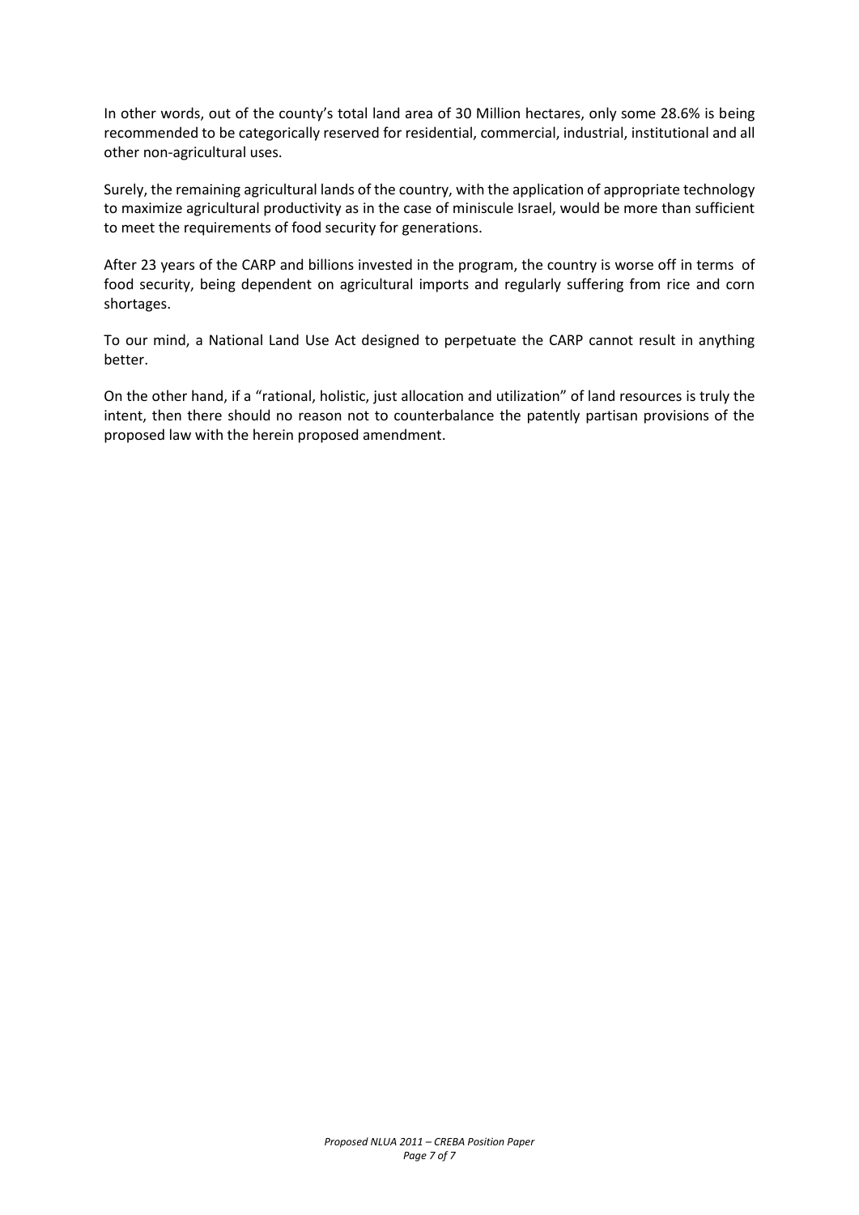In other words, out of the county's total land area of 30 Million hectares, only some 28.6% is being recommended to be categorically reserved for residential, commercial, industrial, institutional and all other non-agricultural uses.

Surely, the remaining agricultural lands of the country, with the application of appropriate technology to maximize agricultural productivity as in the case of miniscule Israel, would be more than sufficient to meet the requirements of food security for generations.

After 23 years of the CARP and billions invested in the program, the country is worse off in terms of food security, being dependent on agricultural imports and regularly suffering from rice and corn shortages.

To our mind, a National Land Use Act designed to perpetuate the CARP cannot result in anything better.

On the other hand, if a "rational, holistic, just allocation and utilization" of land resources is truly the intent, then there should no reason not to counterbalance the patently partisan provisions of the proposed law with the herein proposed amendment.